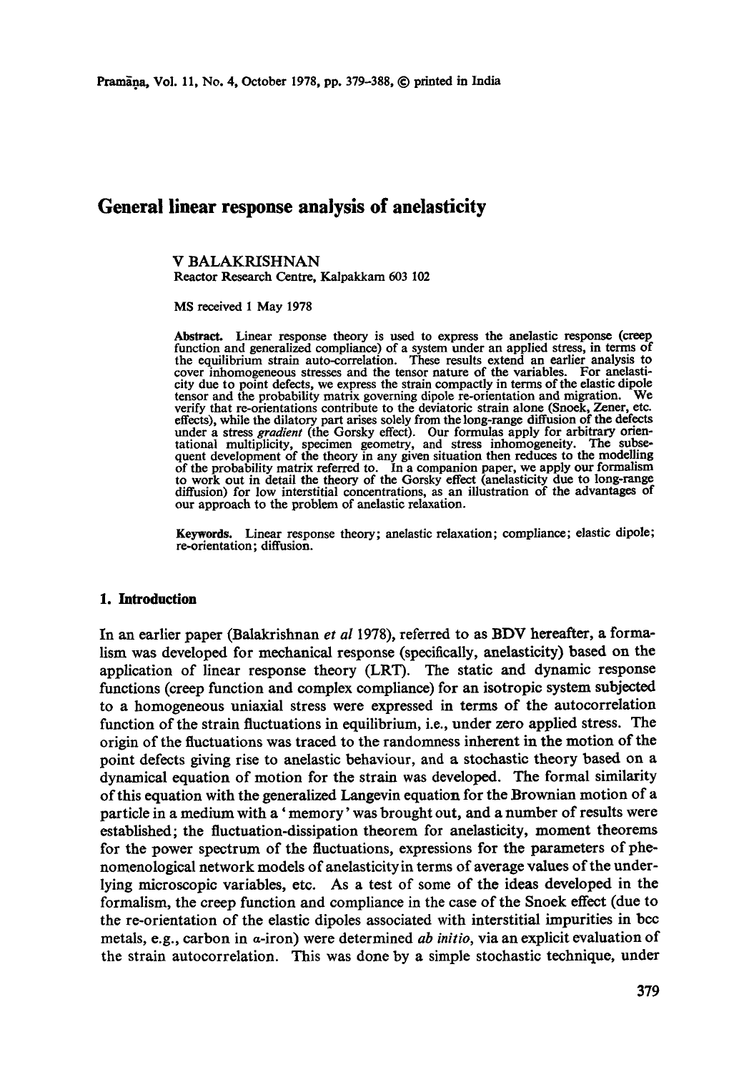# General linear response analysis of anelasticity

V BALAKRISHNAN

Reactor Research Centre, Kalpakkam 603 102

MS received 1 May 1978

**Abstract.** Linear response theory is used to express the anelastic response (creep function and generalized compliance) of a system under an applied stress, in terms of the equilibrium strain auto-correlation. These results extend an earlier analysis to cover inhomogeneous stresses and the tensor nature of the variables. For anelasticity due to point defects, we express the strain compactly in terms of the elastic dipole tensor and the probability matrix governing dipole re-orientation and migration. We verify that re-orientations contribute to the deviatoric strain alone (Snoek, Zener, etc. effects), while the dilatory part arises solely from the long-range diffusion of the defects under a stress *gradient* (the Gorsky effect). Our formulas apply for arbitrary orientational multiplicity, specimen geometry, and stress inhomogeneity. The subsequent development of the theory in any given situation then reduces to the modelling of the probability matrix referred to. In a companion paper, we apply our formalism to work out in detail the theory of the Gorsky effect (anelasticity due to long-range diffusion) for low interstitial concentrations, as an illustration of the advantages of our approach to the problem of anelastic relaxation.

**Keywords.** Linear response theory; anelastic relaxation; compliance; elastic dipole; re-orientation; diffusion.

## 1. Introduction

In an earlier paper (Balakrishnan *et al* 1978), referred to as BDV hereafter, a formalism was developed for mechanical response (specifically, anelasticity) based on the application of linear response theory (LRT). The static and dynamic response functions (creep function and complex compliance) for an isotropic system subjected to a homogeneous uniaxial stress were expressed in terms of the autocorrelation function of the strain fluctuations in equilibrium, i.e., under zero applied stress. The origin of the fluctuations was traced to the randomness inherent in the motion of the point defects giving rise to anelastic behaviour, and a stochastic theory based on a dynamical equation of motion for the strain was developed. The formal similarity of this equation with the generalized Langevin equation for the Brownian motion of a particle in a medium with a 'memory' was brought out, and a number of results were established; the fluctuation-dissipation theorem for anelasticity, moment theorems for the power spectrum of the fluctuations, expressions for the parameters of phenomenological network models of anelasticity in terms of average values of the underlying microscopic variables, etc. As a test of some of the ideas developed in the formalism, the creep function and compliance in the case of the Snoek effect (due to the re-orientation of the elastic dipoles associated with interstitial impurities in bcc metals, e.g., carbon in $\alpha$-iron) were determined *ab initio*, via an explicit evaluation of the strain autocorrelation. This was done by a simple stochastic technique, under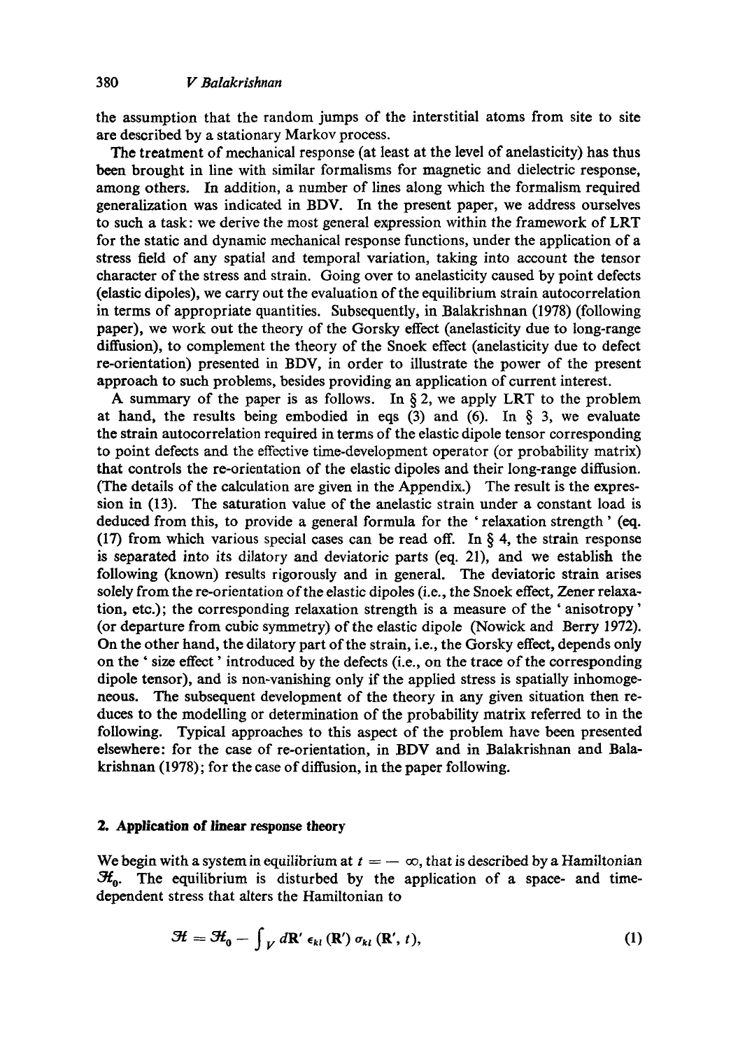the assumption that the random jumps of the interstitial atoms from site to site are described by a stationary Markov process.

The treatment of mechanical response (at least at the level of anelasticity) has thus been brought in line with similar formalisms for magnetic and dielectric response, among others. In addition, a number of lines along which the formalism required generalization was indicated in BDV. In the present paper, we address ourselves to such a task: we derive the most general expression within the framework of LRT for the static and dynamic mechanical response functions, under the application of a stress field of any spatial and temporal variation, taking into account the tensor character of the stress and strain. Going over to anelasticity caused by point defects (elastic dipoles), we carry out the evaluation of the equilibrium strain autocorrelation in terms of appropriate quantities. Subsequently, in Balakrishnan (1978) (following paper), we work out the theory of the Gorsky effect (anelasticity due to long-range diffusion), to complement the theory of the Snoek effect (anelasticity due to defect re-orientation) presented in BDV, in order to illustrate the power of the present approach to such problems, besides providing an application of current interest.

A summary of the paper is as follows. In § 2, we apply LRT to the problem at hand, the results being embodied in eqs (3) and (6). In § 3, we evaluate the strain autocorrelation required in terms of the elastic dipole tensor corresponding to point defects and the effective time-development operator (or probability matrix) that controls the re-orientation of the elastic dipoles and their long-range diffusion. (The details of the calculation are given in the Appendix.) The result is the expression in (13). The saturation value of the anelastic strain under a constant load is deduced from this, to provide a general formula for the 'relaxation strength' (eq. (17) from which various special cases can be read off. In § 4, the strain response is separated into its dilatory and deviatoric parts (eq. 21), and we establish the following (known) results rigorously and in general. The deviatoric strain arises solely from the re-orientation of the elastic dipoles (i.e., the Snoek effect, Zener relaxation, etc.); the corresponding relaxation strength is a measure of the 'anisotropy' (or departure from cubic symmetry) of the elastic dipole (Nowick and Berry 1972). On the other hand, the dilatory part of the strain, i.e., the Gorsky effect, depends only on the 'size effect' introduced by the defects (i.e., on the trace of the corresponding dipole tensor), and is non-vanishing only if the applied stress is spatially inhomogeneous. The subsequent development of the theory in any given situation then reduces to the modelling or determination of the probability matrix referred to in the following. Typical approaches to this aspect of the problem have been presented elsewhere: for the case of re-orientation, in BDV and in Balakrishnan and Balakrishnan (1978); for the case of diffusion, in the paper following.

## 2. Application of linear response theory

We begin with a system in equilibrium at $t = -\infty$, that is described by a Hamiltonian $\mathcal{H}_0$. The equilibrium is disturbed by the application of a space- and time-dependent stress that alters the Hamiltonian to

$$\mathcal{H} = \mathcal{H}_0 - \int_V d\mathbf{R}' \, \epsilon_{kl}(\mathbf{R}') \, \sigma_{kl}(\mathbf{R}', t), \tag{1}$$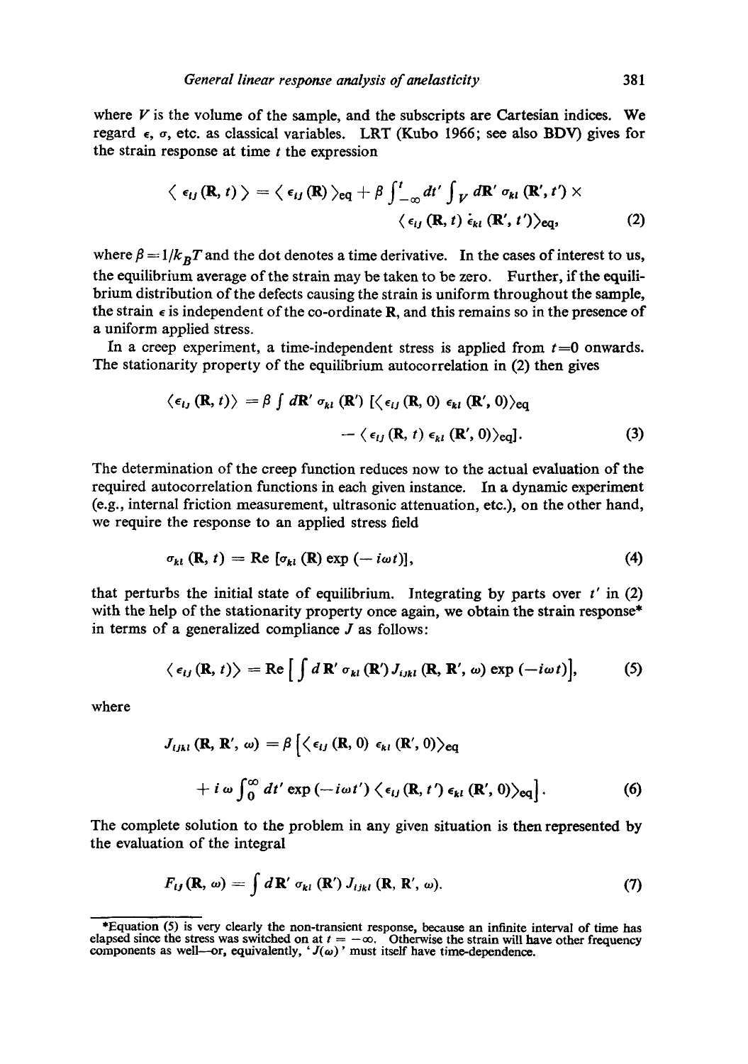where $V$ is the volume of the sample, and the subscripts are Cartesian indices. We regard $\epsilon$, $\sigma$, etc. as classical variables. LRT (Kubo 1966; see also BDV) gives for the strain response at time $t$ the expression

$$\langle \epsilon_{ij}(\mathbf{R}, t) \rangle = \langle \epsilon_{ij}(\mathbf{R}) \rangle_{\text{eq}} + \beta \int_{-\infty}^{t} dt' \int_V d\mathbf{R}' \, \sigma_{kl}(\mathbf{R}', t') \times \langle \epsilon_{ij}(\mathbf{R}, t) \, \dot{\epsilon}_{kl}(\mathbf{R}', t') \rangle_{\text{eq}}, \tag{2}$$

where $\beta = 1/k_B T$ and the dot denotes a time derivative. In the cases of interest to us, the equilibrium average of the strain may be taken to be zero. Further, if the equilibrium distribution of the defects causing the strain is uniform throughout the sample, the strain $\epsilon$ is independent of the co-ordinate $\mathbf{R}$, and this remains so in the presence of a uniform applied stress.

In a creep experiment, a time-independent stress is applied from $t=0$ onwards. The stationarity property of the equilibrium autocorrelation in (2) then gives

$$\langle \epsilon_{ij}(\mathbf{R}, t) \rangle = \beta \int d\mathbf{R}' \, \sigma_{kl}(\mathbf{R}') \left[ \langle \epsilon_{ij}(\mathbf{R}, 0) \, \epsilon_{kl}(\mathbf{R}', 0) \rangle_{\text{eq}} - \langle \epsilon_{ij}(\mathbf{R}, t) \, \epsilon_{kl}(\mathbf{R}', 0) \rangle_{\text{eq}} \right]. \tag{3}$$

The determination of the creep function reduces now to the actual evaluation of the required autocorrelation functions in each given instance. In a dynamic experiment (e.g., internal friction measurement, ultrasonic attenuation, etc.), on the other hand, we require the response to an applied stress field

$$\sigma_{kl}(\mathbf{R}, t) = \text{Re}\left[ \sigma_{kl}(\mathbf{R}) \exp(-i\omega t) \right], \tag{4}$$

that perturbs the initial state of equilibrium. Integrating by parts over $t'$ in (2) with the help of the stationarity property once again, we obtain the strain response* in terms of a generalized compliance $J$ as follows:

$$\langle \epsilon_{ij}(\mathbf{R}, t) \rangle = \text{Re}\left[ \int d\mathbf{R}' \, \sigma_{kl}(\mathbf{R}') \, J_{ijkl}(\mathbf{R}, \mathbf{R}', \omega) \exp(-i\omega t) \right], \tag{5}$$

where

$$J_{ijkl}(\mathbf{R}, \mathbf{R}', \omega) = \beta \left[ \langle \epsilon_{ij}(\mathbf{R}, 0) \, \epsilon_{kl}(\mathbf{R}', 0) \rangle_{\text{eq}} + i\omega \int_0^{\infty} dt' \exp(-i\omega t') \langle \epsilon_{ij}(\mathbf{R}, t') \, \epsilon_{kl}(\mathbf{R}', 0) \rangle_{\text{eq}} \right]. \tag{6}$$

The complete solution to the problem in any given situation is then represented by the evaluation of the integral

$$F_{ij}(\mathbf{R}, \omega) = \int d\mathbf{R}' \, \sigma_{kl}(\mathbf{R}') \, J_{ijkl}(\mathbf{R}, \mathbf{R}', \omega). \tag{7}$$

*Equation (5) is very clearly the non-transient response, because an infinite interval of time has elapsed since the stress was switched on at $t = -\infty$. Otherwise the strain will have other frequency components as well—or, equivalently, '$J(\omega)$' must itself have time-dependence.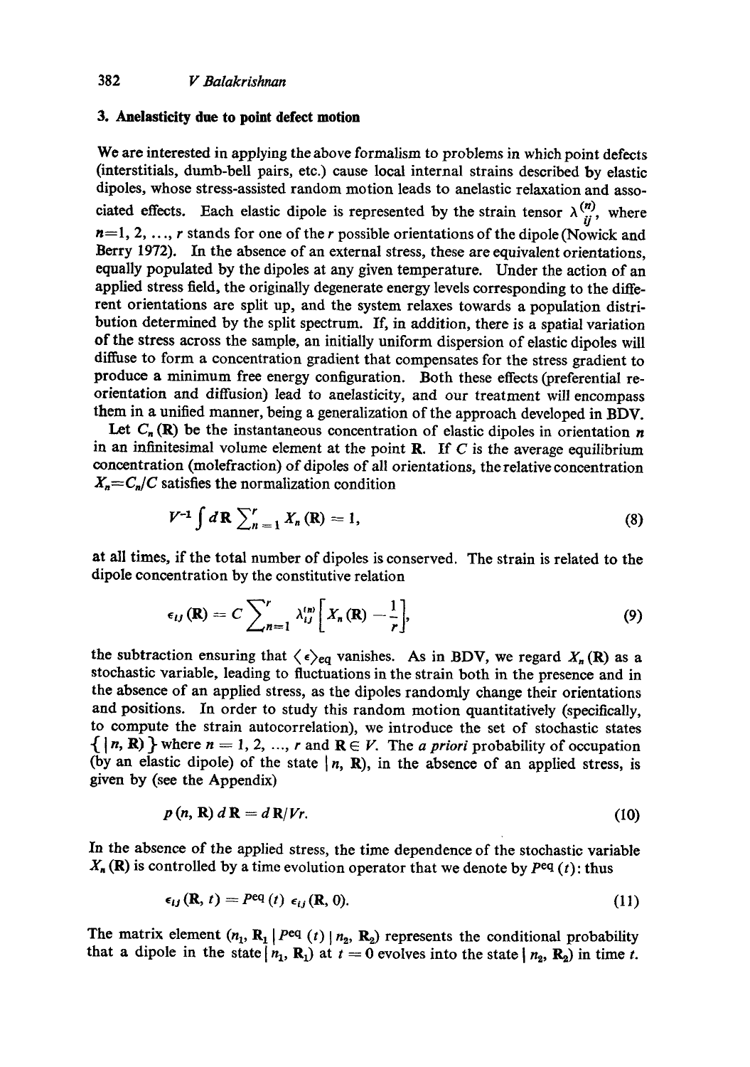## 3. Anelasticity due to point defect motion

We are interested in applying the above formalism to problems in which point defects (interstitials, dumb-bell pairs, etc.) cause local internal strains described by elastic dipoles, whose stress-assisted random motion leads to anelastic relaxation and associated effects. Each elastic dipole is represented by the strain tensor $\lambda_{ij}^{(n)}$, where $n=1, 2, \ldots, r$ stands for one of the $r$ possible orientations of the dipole (Nowick and Berry 1972). In the absence of an external stress, these are equivalent orientations, equally populated by the dipoles at any given temperature. Under the action of an applied stress field, the originally degenerate energy levels corresponding to the different orientations are split up, and the system relaxes towards a population distribution determined by the split spectrum. If, in addition, there is a spatial variation of the stress across the sample, an initially uniform dispersion of elastic dipoles will diffuse to form a concentration gradient that compensates for the stress gradient to produce a minimum free energy configuration. Both these effects (preferential re-orientation and diffusion) lead to anelasticity, and our treatment will encompass them in a unified manner, being a generalization of the approach developed in BDV.

Let $C_n(\mathbf{R})$ be the instantaneous concentration of elastic dipoles in orientation $n$ in an infinitesimal volume element at the point $\mathbf{R}$. If $C$ is the average equilibrium concentration (molefraction) of dipoles of all orientations, the relative concentration $X_n = C_n/C$ satisfies the normalization condition

$$V^{-1} \int d\mathbf{R} \sum_{n=1}^{r} X_n(\mathbf{R}) = 1, \tag{8}$$

at all times, if the total number of dipoles is conserved. The strain is related to the dipole concentration by the constitutive relation

$$\epsilon_{ij}(\mathbf{R}) = C \sum_{n=1}^{r} \lambda_{ij}^{(n)} \left[ X_n(\mathbf{R}) - \frac{1}{r} \right], \tag{9}$$

the subtraction ensuring that $\langle \epsilon \rangle_{\text{eq}}$ vanishes. As in BDV, we regard $X_n(\mathbf{R})$ as a stochastic variable, leading to fluctuations in the strain both in the presence and in the absence of an applied stress, as the dipoles randomly change their orientations and positions. In order to study this random motion quantitatively (specifically, to compute the strain autocorrelation), we introduce the set of stochastic states $\{ |n, \mathbf{R}) \}$ where $n = 1, 2, \ldots, r$ and $\mathbf{R} \in V$. The *a priori* probability of occupation (by an elastic dipole) of the state $|n, \mathbf{R})$, in the absence of an applied stress, is given by (see the Appendix)

$$p(n, \mathbf{R})\, d\mathbf{R} = d\mathbf{R}/Vr. \tag{10}$$

In the absence of the applied stress, the time dependence of the stochastic variable $X_n(\mathbf{R})$ is controlled by a time evolution operator that we denote by $P^{\text{eq}}(t)$: thus

$$\epsilon_{ij}(\mathbf{R}, t) = P^{\text{eq}}(t)\, \epsilon_{ij}(\mathbf{R}, 0). \tag{11}$$

The matrix element $(n_1, \mathbf{R}_1 | P^{\text{eq}}(t) | n_2, \mathbf{R}_2)$ represents the conditional probability that a dipole in the state $|n_1, \mathbf{R}_1)$ at $t = 0$ evolves into the state $|n_2, \mathbf{R}_2)$ in time $t$.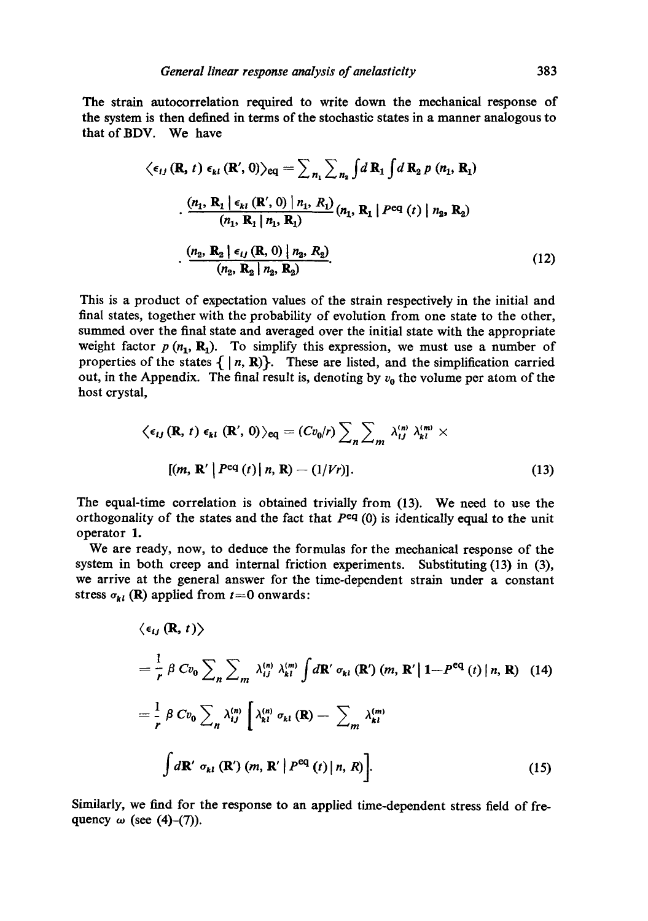The strain autocorrelation required to write down the mechanical response of the system is then defined in terms of the stochastic states in a manner analogous to that of BDV. We have

$$\langle \epsilon_{ij}(\mathbf{R}, t)\, \epsilon_{kl}(\mathbf{R}', 0)\rangle_{\text{eq}} = \sum_{n_1} \sum_{n_2} \int d\,\mathbf{R}_1 \int d\,\mathbf{R}_2\, p\,(n_1, \mathbf{R}_1)$$

$$\cdot \frac{(n_1, \mathbf{R}_1 \mid \epsilon_{kl}(\mathbf{R}', 0) \mid n_1, R_1)}{(n_1, \mathbf{R}_1 \mid n_1, \mathbf{R}_1)} (n_1, \mathbf{R}_1 \mid P^{\text{eq}}(t) \mid n_2, \mathbf{R}_2)$$

$$\cdot \frac{(n_2, \mathbf{R}_2 \mid \epsilon_{ij}(\mathbf{R}, 0) \mid n_2, R_2)}{(n_2, \mathbf{R}_2 \mid n_2, \mathbf{R}_2)}. \tag{12}$$

This is a product of expectation values of the strain respectively in the initial and final states, together with the probability of evolution from one state to the other, summed over the final state and averaged over the initial state with the appropriate weight factor $p\,(n_1, \mathbf{R}_1)$. To simplify this expression, we must use a number of properties of the states $\{\mid n, \mathbf{R})\}$. These are listed, and the simplification carried out, in the Appendix. The final result is, denoting by $v_0$ the volume per atom of the host crystal,

$$\langle \epsilon_{ij}(\mathbf{R}, t)\, \epsilon_{kl}(\mathbf{R}', 0)\rangle_{\text{eq}} = (Cv_0/r) \sum_n \sum_m \lambda_{ij}^{(n)} \lambda_{kl}^{(m)} \times$$

$$[(m, \mathbf{R}' \mid P^{\text{eq}}(t) \mid n, \mathbf{R}) - (1/Vr)]. \tag{13}$$

The equal-time correlation is obtained trivially from (13). We need to use the orthogonality of the states and the fact that $P^{\text{eq}}(0)$ is identically equal to the unit operator $\mathbf{1}$.

We are ready, now, to deduce the formulas for the mechanical response of the system in both creep and internal friction experiments. Substituting (13) in (3), we arrive at the general answer for the time-dependent strain under a constant stress $\sigma_{kl}(\mathbf{R})$ applied from $t=0$ onwards:

$$\langle \epsilon_{ij}(\mathbf{R}, t)\rangle$$

$$= \frac{1}{r} \beta\, Cv_0 \sum_n \sum_m \lambda_{ij}^{(n)} \lambda_{kl}^{(m)} \int d\mathbf{R}'\, \sigma_{kl}(\mathbf{R}')\, (m, \mathbf{R}' \mid 1 - P^{\text{eq}}(t) \mid n, \mathbf{R}) \tag{14}$$

$$= \frac{1}{r} \beta\, Cv_0 \sum_n \lambda_{ij}^{(n)} \Big[ \lambda_{kl}^{(n)} \sigma_{kl}(\mathbf{R}) - \sum_m \lambda_{kl}^{(m)}$$

$$\int d\mathbf{R}'\, \sigma_{kl}(\mathbf{R}')\, (m, \mathbf{R}' \mid P^{\text{eq}}(t) \mid n, R) \Big]. \tag{15}$$

Similarly, we find for the response to an applied time-dependent stress field of frequency $\omega$ (see (4)–(7)).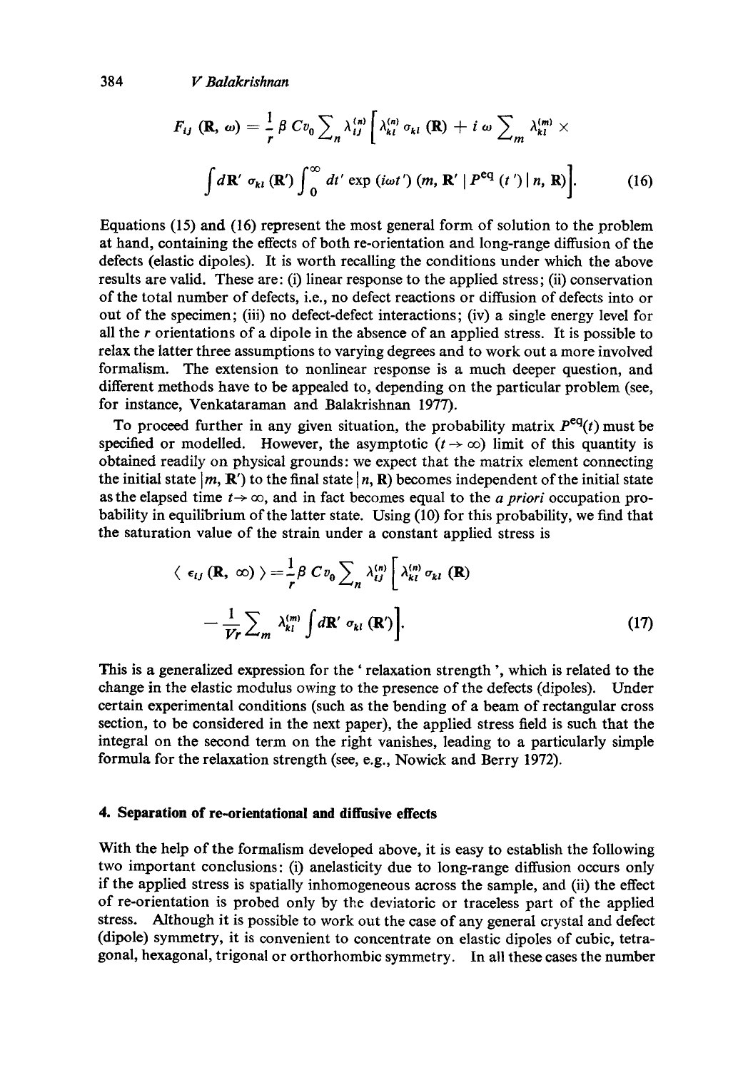$$F_{ij}(\mathbf{R}, \omega) = \frac{1}{r} \beta C v_0 \sum_n \lambda_{ij}^{(n)} \Big[ \lambda_{kl}^{(n)} \sigma_{kl}(\mathbf{R}) + i\omega \sum_m \lambda_{kl}^{(m)} \times$$

$$\int d\mathbf{R}' \, \sigma_{kl}(\mathbf{R}') \int_0^\infty dt' \exp(i\omega t') \, (m, \mathbf{R}' \,|\, P^{\text{eq}}(t') \,|\, n, \mathbf{R}) \Big]. \tag{16}$$

Equations (15) and (16) represent the most general form of solution to the problem at hand, containing the effects of both re-orientation and long-range diffusion of the defects (elastic dipoles). It is worth recalling the conditions under which the above results are valid. These are: (i) linear response to the applied stress; (ii) conservation of the total number of defects, i.e., no defect reactions or diffusion of defects into or out of the specimen; (iii) no defect-defect interactions; (iv) a single energy level for all the $r$ orientations of a dipole in the absence of an applied stress. It is possible to relax the latter three assumptions to varying degrees and to work out a more involved formalism. The extension to nonlinear response is a much deeper question, and different methods have to be appealed to, depending on the particular problem (see, for instance, Venkataraman and Balakrishnan 1977).

To proceed further in any given situation, the probability matrix $P^{\text{eq}}(t)$ must be specified or modelled. However, the asymptotic ($t \to \infty$) limit of this quantity is obtained readily on physical grounds: we expect that the matrix element connecting the initial state $|m, \mathbf{R}')$ to the final state $|n, \mathbf{R})$ becomes independent of the initial state as the elapsed time $t \to \infty$, and in fact becomes equal to the *a priori* occupation probability in equilibrium of the latter state. Using (10) for this probability, we find that the saturation value of the strain under a constant applied stress is

$$\langle \epsilon_{ij}(\mathbf{R}, \infty) \rangle = \frac{1}{r} \beta C v_0 \sum_n \lambda_{ij}^{(n)} \Big[ \lambda_{kl}^{(n)} \sigma_{kl}(\mathbf{R})$$

$$- \frac{1}{Vr} \sum_m \lambda_{kl}^{(m)} \int d\mathbf{R}' \, \sigma_{kl}(\mathbf{R}') \Big]. \tag{17}$$

This is a generalized expression for the 'relaxation strength', which is related to the change in the elastic modulus owing to the presence of the defects (dipoles). Under certain experimental conditions (such as the bending of a beam of rectangular cross section, to be considered in the next paper), the applied stress field is such that the integral on the second term on the right vanishes, leading to a particularly simple formula for the relaxation strength (see, e.g., Nowick and Berry 1972).

## 4. Separation of re-orientational and diffusive effects

With the help of the formalism developed above, it is easy to establish the following two important conclusions: (i) anelasticity due to long-range diffusion occurs only if the applied stress is spatially inhomogeneous across the sample, and (ii) the effect of re-orientation is probed only by the deviatoric or traceless part of the applied stress. Although it is possible to work out the case of any general crystal and defect (dipole) symmetry, it is convenient to concentrate on elastic dipoles of cubic, tetragonal, hexagonal, trigonal or orthorhombic symmetry. In all these cases the number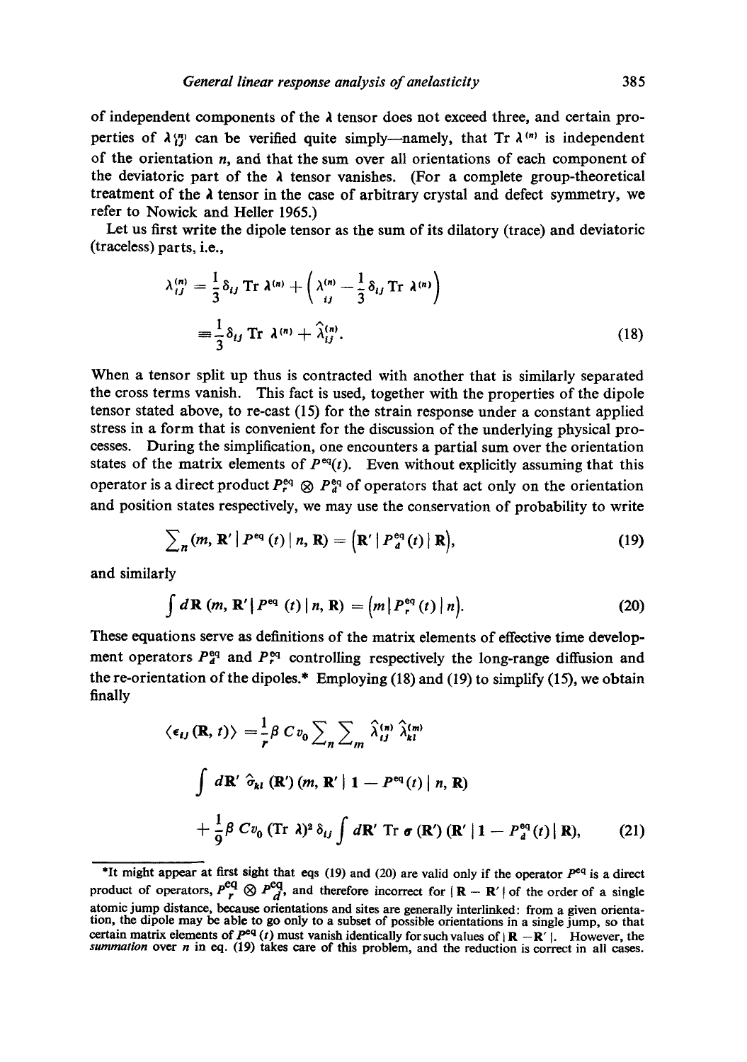of independent components of the $\lambda$ tensor does not exceed three, and certain properties of $\lambda_{ij}^{(n)}$ can be verified quite simply—namely, that Tr $\lambda^{(n)}$ is independent of the orientation $n$, and that the sum over all orientations of each component of the deviatoric part of the $\lambda$ tensor vanishes. (For a complete group-theoretical treatment of the $\lambda$ tensor in the case of arbitrary crystal and defect symmetry, we refer to Nowick and Heller 1965.)

Let us first write the dipole tensor as the sum of its dilatory (trace) and deviatoric (traceless) parts, i.e.,

$$\lambda_{ij}^{(n)} = \frac{1}{3}\delta_{ij}\,\mathrm{Tr}\,\lambda^{(n)} + \left(\lambda_{ij}^{(n)} - \frac{1}{3}\delta_{ij}\,\mathrm{Tr}\,\lambda^{(n)}\right)$$

$$\equiv \frac{1}{3}\delta_{ij}\,\mathrm{Tr}\,\lambda^{(n)} + \hat{\lambda}_{ij}^{(n)}. \tag{18}$$

When a tensor split up thus is contracted with another that is similarly separated the cross terms vanish. This fact is used, together with the properties of the dipole tensor stated above, to re-cast (15) for the strain response under a constant applied stress in a form that is convenient for the discussion of the underlying physical processes. During the simplification, one encounters a partial sum over the orientation states of the matrix elements of $P^{\mathrm{eq}}(t)$. Even without explicitly assuming that this operator is a direct product $P_r^{\mathrm{eq}} \otimes P_d^{\mathrm{eq}}$ of operators that act only on the orientation and position states respectively, we may use the conservation of probability to write

$$\sum\nolimits_n (m, \mathbf{R}' \,|\, P^{\mathrm{eq}}(t) \,|\, n, \mathbf{R}) = \left(\mathbf{R}' \,|\, P_d^{\mathrm{eq}}(t) \,|\, \mathbf{R}\right), \tag{19}$$

and similarly

$$\int d\mathbf{R}\, (m, \mathbf{R}' \,|\, P^{\mathrm{eq}}(t) \,|\, n, \mathbf{R}) = \left(m \,|\, P_r^{\mathrm{eq}}(t) \,|\, n\right). \tag{20}$$

These equations serve as definitions of the matrix elements of effective time development operators $P_d^{\mathrm{eq}}$ and $P_r^{\mathrm{eq}}$ controlling respectively the long-range diffusion and the re-orientation of the dipoles.* Employing (18) and (19) to simplify (15), we obtain finally

$$\langle \epsilon_{ij}(\mathbf{R}, t) \rangle = \frac{1}{r}\beta C v_0 \sum\nolimits_n \sum\nolimits_m \hat{\lambda}_{ij}^{(n)} \hat{\lambda}_{kl}^{(m)}$$

$$\int d\mathbf{R}'\, \hat{\sigma}_{kl}(\mathbf{R}')\, (m, \mathbf{R}' \,|\, 1 - P^{\mathrm{eq}}(t) \,|\, n, \mathbf{R})$$

$$+ \frac{1}{9}\beta C v_0 (\mathrm{Tr}\,\lambda)^2 \delta_{ij} \int d\mathbf{R}'\, \mathrm{Tr}\,\boldsymbol{\sigma}(\mathbf{R}')\, (\mathbf{R}' \,|\, 1 - P_d^{\mathrm{eq}}(t) \,|\, \mathbf{R}), \tag{21}$$

---

*It might appear at first sight that eqs (19) and (20) are valid only if the operator $P^{\mathrm{eq}}$ is a direct product of operators, $P_r^{\mathrm{eq}} \otimes P_d^{\mathrm{eq}}$, and therefore incorrect for $|\mathbf{R} - \mathbf{R}'|$ of the order of a single atomic jump distance, because orientations and sites are generally interlinked: from a given orientation, the dipole may be able to go only to a subset of possible orientations in a single jump, so that certain matrix elements of $P^{\mathrm{eq}}(t)$ must vanish identically for such values of $|\mathbf{R} - \mathbf{R}'|$. However, the *summation* over $n$ in eq. (19) takes care of this problem, and the reduction is correct in all cases.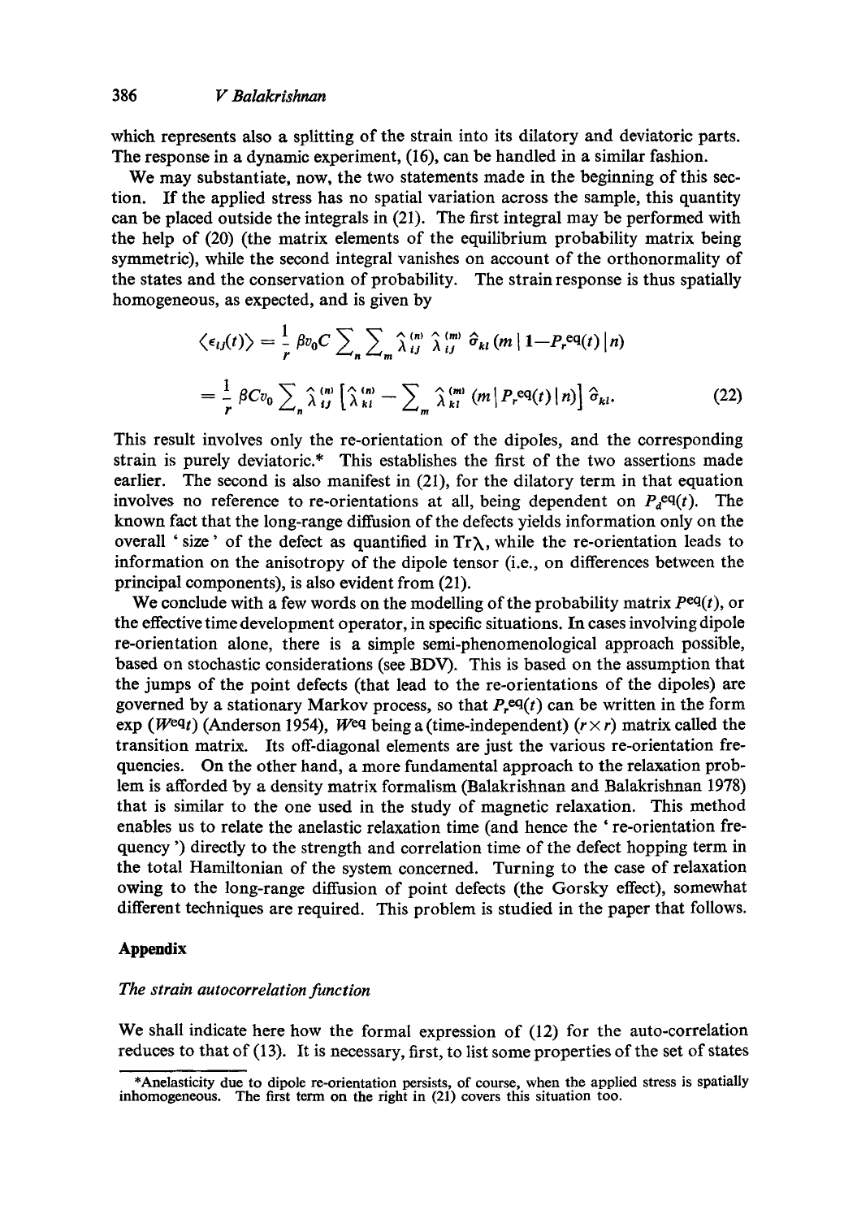which represents also a splitting of the strain into its dilatory and deviatoric parts. The response in a dynamic experiment, (16), can be handled in a similar fashion.

We may substantiate, now, the two statements made in the beginning of this section. If the applied stress has no spatial variation across the sample, this quantity can be placed outside the integrals in (21). The first integral may be performed with the help of (20) (the matrix elements of the equilibrium probability matrix being symmetric), while the second integral vanishes on account of the orthonormality of the states and the conservation of probability. The strain response is thus spatially homogeneous, as expected, and is given by

$$
\begin{aligned}
\langle \epsilon_{ij}(t) \rangle &= \frac{1}{r}\, \beta v_0 C \sum_n \sum_m \hat{\lambda}_{ij}^{(n)}\, \hat{\lambda}_{ij}^{(m)}\, \hat{\sigma}_{kl}\, (m \,|\, \mathbf{1} - P_r^{\mathrm{eq}}(t) \,|\, n) \\
&= \frac{1}{r}\, \beta C v_0 \sum_n \hat{\lambda}_{ij}^{(n)} \left[ \hat{\lambda}_{kl}^{(n)} - \sum_m \hat{\lambda}_{kl}^{(m)}\, (m \,|\, P_r^{\mathrm{eq}}(t) \,|\, n) \right] \hat{\sigma}_{kl}.
\end{aligned} \tag{22}
$$

This result involves only the re-orientation of the dipoles, and the corresponding strain is purely deviatoric.* This establishes the first of the two assertions made earlier. The second is also manifest in (21), for the dilatory term in that equation involves no reference to re-orientations at all, being dependent on $P_d^{\mathrm{eq}}(t)$. The known fact that the long-range diffusion of the defects yields information only on the overall 'size' of the defect as quantified in $\mathrm{Tr}\lambda$, while the re-orientation leads to information on the anisotropy of the dipole tensor (i.e., on differences between the principal components), is also evident from (21).

We conclude with a few words on the modelling of the probability matrix $P^{\mathrm{eq}}(t)$, or the effective time development operator, in specific situations. In cases involving dipole re-orientation alone, there is a simple semi-phenomenological approach possible, based on stochastic considerations (see BDV). This is based on the assumption that the jumps of the point defects (that lead to the re-orientations of the dipoles) are governed by a stationary Markov process, so that $P_r^{\mathrm{eq}}(t)$ can be written in the form $\exp(W^{\mathrm{eq}} t)$ (Anderson 1954), $W^{\mathrm{eq}}$ being a (time-independent) $(r \times r)$ matrix called the transition matrix. Its off-diagonal elements are just the various re-orientation frequencies. On the other hand, a more fundamental approach to the relaxation problem is afforded by a density matrix formalism (Balakrishnan and Balakrishnan 1978) that is similar to the one used in the study of magnetic relaxation. This method enables us to relate the anelastic relaxation time (and hence the 're-orientation frequency') directly to the strength and correlation time of the defect hopping term in the total Hamiltonian of the system concerned. Turning to the case of relaxation owing to the long-range diffusion of point defects (the Gorsky effect), somewhat different techniques are required. This problem is studied in the paper that follows.

## Appendix

### *The strain autocorrelation function*

We shall indicate here how the formal expression of (12) for the auto-correlation reduces to that of (13). It is necessary, first, to list some properties of the set of states

*Anelasticity due to dipole re-orientation persists, of course, when the applied stress is spatially inhomogeneous. The first term on the right in (21) covers this situation too.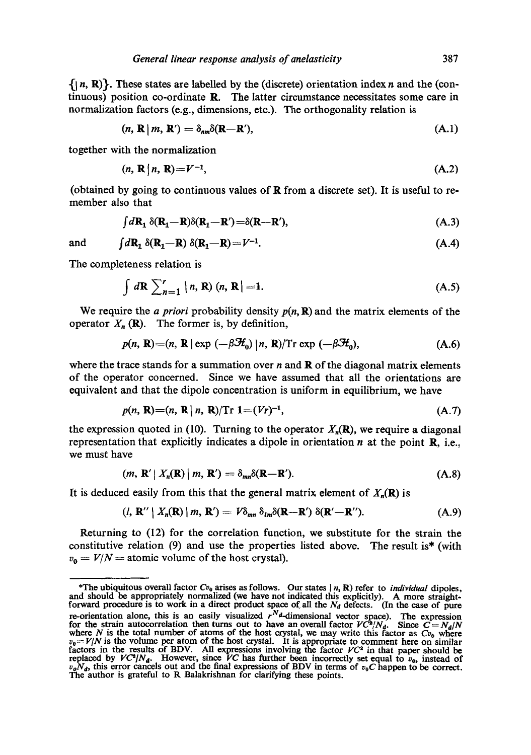$\{|n, \mathbf{R})\}$. These states are labelled by the (discrete) orientation index $n$ and the (continuous) position co-ordinate $\mathbf{R}$. The latter circumstance necessitates some care in normalization factors (e.g., dimensions, etc.). The orthogonality relation is

$$(n, \mathbf{R} \mid m, \mathbf{R}') = \delta_{nm}\delta(\mathbf{R}-\mathbf{R}'), \tag{A.1}$$

together with the normalization

$$(n, \mathbf{R} \mid n, \mathbf{R}) = V^{-1}, \tag{A.2}$$

(obtained by going to continuous values of $\mathbf{R}$ from a discrete set). It is useful to remember also that

$$\int d\mathbf{R}_1\, \delta(\mathbf{R}_1-\mathbf{R})\delta(\mathbf{R}_1-\mathbf{R}') = \delta(\mathbf{R}-\mathbf{R}'), \tag{A.3}$$

and

$$\int d\mathbf{R}_1\, \delta(\mathbf{R}_1-\mathbf{R})\,\delta(\mathbf{R}_1-\mathbf{R}) = V^{-1}. \tag{A.4}$$

The completeness relation is

$$\int d\mathbf{R} \sum_{n=1}^{r} |n, \mathbf{R})\,(n, \mathbf{R}| = 1. \tag{A.5}$$

We require the *a priori* probability density $p(n, \mathbf{R})$ and the matrix elements of the operator $X_n(\mathbf{R})$. The former is, by definition,

$$p(n, \mathbf{R}) = (n, \mathbf{R} \mid \exp(-\beta\mathcal{H}_0) \mid n, \mathbf{R})/\mathrm{Tr}\,\exp(-\beta\mathcal{H}_0), \tag{A.6}$$

where the trace stands for a summation over $n$ and $\mathbf{R}$ of the diagonal matrix elements of the operator concerned. Since we have assumed that all the orientations are equivalent and that the dipole concentration is uniform in equilibrium, we have

$$p(n, \mathbf{R}) = (n, \mathbf{R} \mid n, \mathbf{R})/\mathrm{Tr}\,1 = (Vr)^{-1}, \tag{A.7}$$

the expression quoted in (10). Turning to the operator $X_n(\mathbf{R})$, we require a diagonal representation that explicitly indicates a dipole in orientation $n$ at the point $\mathbf{R}$, i.e., we must have

$$(m, \mathbf{R}' \mid X_n(\mathbf{R}) \mid m, \mathbf{R}') = \delta_{mn}\delta(\mathbf{R}-\mathbf{R}'). \tag{A.8}$$

It is deduced easily from this that the general matrix element of $X_n(\mathbf{R})$ is

$$(l, \mathbf{R}'' \mid X_n(\mathbf{R}) \mid m, \mathbf{R}') = V\delta_{mn}\,\delta_{lm}\delta(\mathbf{R}-\mathbf{R}')\,\delta(\mathbf{R}'-\mathbf{R}''). \tag{A.9}$$

Returning to (12) for the correlation function, we substitute for the strain the constitutive relation (9) and use the properties listed above. The result is* (with $v_0 = V/N$ = atomic volume of the host crystal).

---

*The ubiquitous overall factor $Cv_0$ arises as follows. Our states $|n, \mathbf{R})$ refer to *individual* dipoles, and should be appropriately normalized (we have not indicated this explicitly). A more straightforward procedure is to work in a direct product space of all the $N_d$ defects. (In the case of pure re-orientation alone, this is an easily visualized $r^{N_d}$-dimensional vector space). The expression for the strain autocorrelation then turns out to have an overall factor $VC^2/N_d$. Since $C = N_d/N$ where $N$ is the total number of atoms of the host crystal, we may write this factor as $Cv_0$ where $v_0 = V/N$ is the volume per atom of the host crystal. It is appropriate to comment here on similar factors in the results of BDV. All expressions involving the factor $VC^2$ in that paper should be replaced by $VC^2/N_d$. However, since $VC$ has further been incorrectly set equal to $v_0$, instead of $v_0N_d$, this error cancels out and the final expressions of BDV in terms of $v_0C$ happen to be correct. The author is grateful to R Balakrishnan for clarifying these points.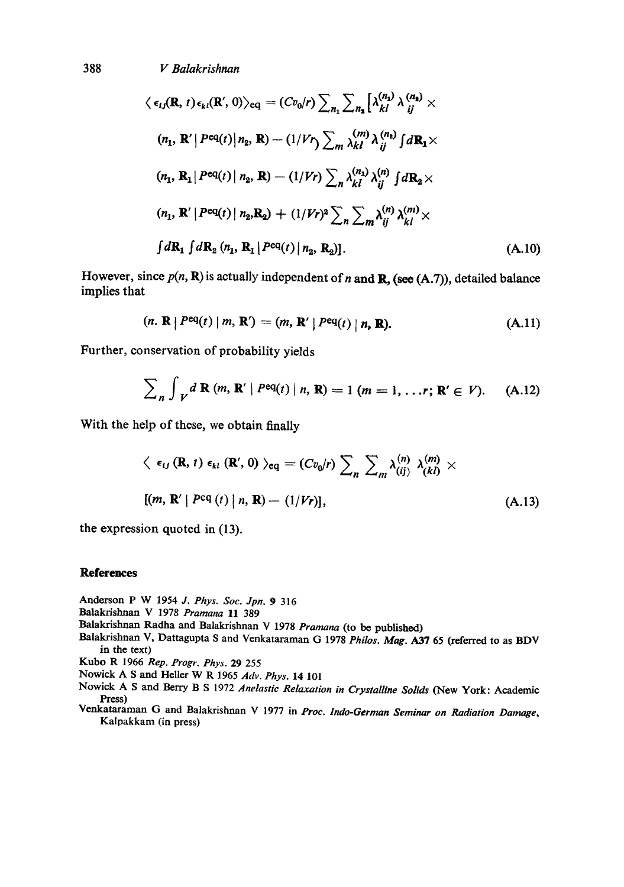$$
\begin{aligned}
\langle \epsilon_{ij}(\mathbf{R}, t)\epsilon_{kl}(\mathbf{R}', 0)\rangle_{\mathrm{eq}} = (Cv_0/r)\sum_{n_1}\sum_{n_2}\Big[\lambda_{kl}^{(n_1)}\lambda_{ij}^{(n_2)} \times \\
(n_1, \mathbf{R}' \,|\, P^{\mathrm{eq}}(t) \,|\, n_2, \mathbf{R}) - (1/Vr)\sum_m \lambda_{kl}^{(m)}\lambda_{ij}^{(n_2)} \int d\mathbf{R}_1 \times \\
(n_1, \mathbf{R}_1 \,|\, P^{\mathrm{eq}}(t) \,|\, n_2, \mathbf{R}) - (1/Vr)\sum_n \lambda_{kl}^{(n_1)}\lambda_{ij}^{(n)} \int d\mathbf{R}_2 \times \\
(n_1, \mathbf{R}' \,|\, P^{\mathrm{eq}}(t) \,|\, n_2, \mathbf{R}_2) + (1/Vr)^2 \sum_n \sum_m \lambda_{ij}^{(n)}\lambda_{kl}^{(m)} \times \\
\int d\mathbf{R}_1 \int d\mathbf{R}_2 \,(n_1, \mathbf{R}_1 \,|\, P^{\mathrm{eq}}(t) \,|\, n_2, \mathbf{R}_2)\Big].
\end{aligned} \tag{A.10}
$$

However, since $p(n, \mathbf{R})$ is actually independent of $n$ and $\mathbf{R}$, (see (A.7)), detailed balance implies that

$$
(n, \mathbf{R} \,|\, P^{\mathrm{eq}}(t) \,|\, m, \mathbf{R}') = (m, \mathbf{R}' \,|\, P^{\mathrm{eq}}(t) \,|\, n, \mathbf{R}). \tag{A.11}
$$

Further, conservation of probability yields

$$
\sum_n \int_V d\,\mathbf{R}\,(m, \mathbf{R}' \,|\, P^{\mathrm{eq}}(t) \,|\, n, \mathbf{R}) = 1 \;(m = 1, \ldots r;\; \mathbf{R}' \in V). \tag{A.12}
$$

With the help of these, we obtain finally

$$
\begin{aligned}
\langle\, \epsilon_{ij}(\mathbf{R}, t)\, \epsilon_{kl}(\mathbf{R}', 0)\,\rangle_{\mathrm{eq}} = (Cv_0/r)\sum_n \sum_m \lambda_{(ij)}^{(n)}\lambda_{(kl)}^{(m)} \times \\
[(m, \mathbf{R}' \,|\, P^{\mathrm{eq}}(t) \,|\, n, \mathbf{R}) - (1/Vr)],
\end{aligned} \tag{A.13}
$$

the expression quoted in (13).

## References

Anderson P W 1954 *J. Phys. Soc. Jpn.* **9** 316

Balakrishnan V 1978 *Pramana* **11** 389

Balakrishnan Radha and Balakrishnan V 1978 *Pramana* (to be published)

Balakrishnan V, Dattagupta S and Venkataraman G 1978 *Philos. Mag.* **A37** 65 (referred to as BDV in the text)

Kubo R 1966 *Rep. Progr. Phys.* **29** 255

Nowick A S and Heller W R 1965 *Adv. Phys.* **14** 101

Nowick A S and Berry B S 1972 *Anelastic Relaxation in Crystalline Solids* (New York: Academic Press)

Venkataraman G and Balakrishnan V 1977 in *Proc. Indo-German Seminar on Radiation Damage*, Kalpakkam (in press)